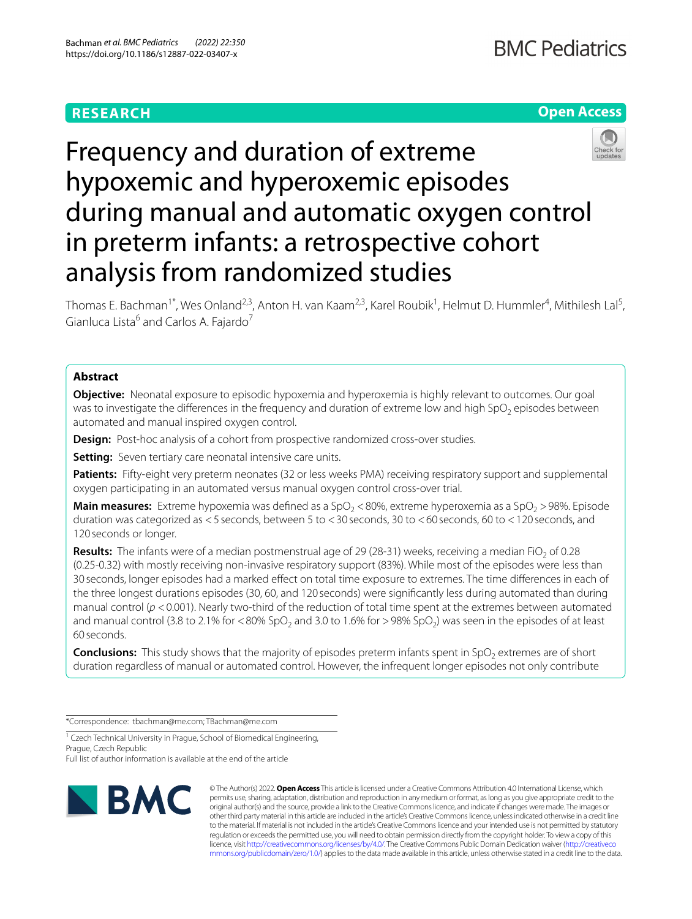RESEARCH

Open Access

# Frequency and duration of extreme hypoxemic and hyperoxemic episodes during manual and automatic oxygen control in preterm infants: a retrospective cohort analysis from randomized studies

Thomas E. Bachman[1*], Wes Onland[2,3], Anton H. van Kaam[2,3], Karel Roubik[1], Helmut D. Hummler[4], Mithilesh Lal[5], Gianluca Lista[6] and Carlos A. Fajardo[7]

## Abstract

**Objective:** Neonatal exposure to episodic hypoxemia and hyperoxemia is highly relevant to outcomes. Our goal was to investigate the differences in the frequency and duration of extreme low and high $SpO_2$ episodes between automated and manual inspired oxygen control.

**Design:** Post-hoc analysis of a cohort from prospective randomized cross-over studies.

**Setting:** Seven tertiary care neonatal intensive care units.

**Patients:** Fifty-eight very preterm neonates (32 or less weeks PMA) receiving respiratory support and supplemental oxygen participating in an automated versus manual oxygen control cross-over trial.

**Main measures:** Extreme hypoxemia was defined as a $SpO_2 < 80\%$, extreme hyperoxemia as a $SpO_2 > 98\%$. Episode duration was categorized as <5 seconds, between 5 to <30 seconds, 30 to <60 seconds, 60 to <120 seconds, and 120 seconds or longer.

**Results:** The infants were of a median postmenstrual age of 29 (28-31) weeks, receiving a median $FiO_2$ of 0.28 (0.25-0.32) with mostly receiving non-invasive respiratory support (83%). While most of the episodes were less than 30 seconds, longer episodes had a marked effect on total time exposure to extremes. The time differences in each of the three longest durations episodes (30, 60, and 120 seconds) were significantly less during automated than during manual control ($p < 0.001$). Nearly two-third of the reduction of total time spent at the extremes between automated and manual control (3.8 to 2.1% for <80% $SpO_2$ and 3.0 to 1.6% for >98% $SpO_2$) was seen in the episodes of at least 60 seconds.

**Conclusions:** This study shows that the majority of episodes preterm infants spent in $SpO_2$ extremes are of short duration regardless of manual or automated control. However, the infrequent longer episodes not only contribute

*Correspondence: tbachman@me.com; TBachman@me.com

[1] Czech Technical University in Prague, School of Biomedical Engineering, Prague, Czech Republic

Full list of author information is available at the end of the article

© The Author(s) 2022. **Open Access** This article is licensed under a Creative Commons Attribution 4.0 International License, which permits use, sharing, adaptation, distribution and reproduction in any medium or format, as long as you give appropriate credit to the original author(s) and the source, provide a link to the Creative Commons licence, and indicate if changes were made. The images or other third party material in this article are included in the article's Creative Commons licence, unless indicated otherwise in a credit line to the material. If material is not included in the article's Creative Commons licence and your intended use is not permitted by statutory regulation or exceeds the permitted use, you will need to obtain permission directly from the copyright holder. To view a copy of this licence, visit http://creativecommons.org/licenses/by/4.0/. The Creative Commons Public Domain Dedication waiver (http://creativecommons.org/publicdomain/zero/1.0/) applies to the data made available in this article, unless otherwise stated in a credit line to the data.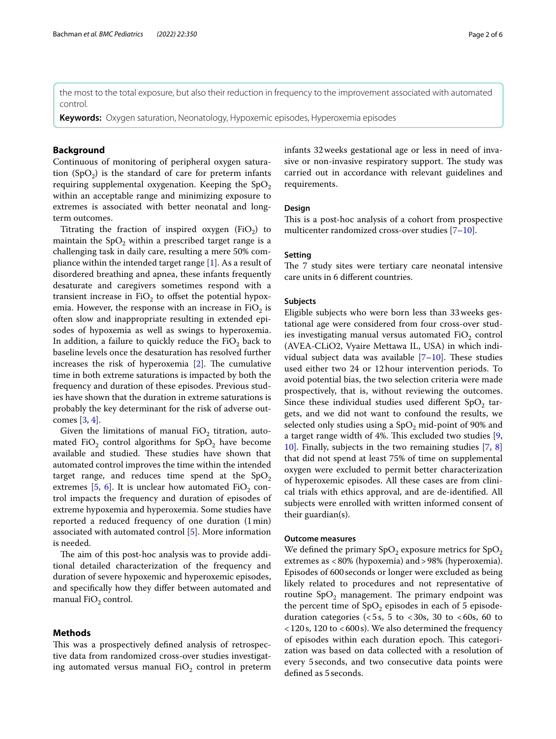the most to the total exposure, but also their reduction in frequency to the improvement associated with automated control.

**Keywords:** Oxygen saturation, Neonatology, Hypoxemic episodes, Hyperoxemia episodes

## Background

Continuous of monitoring of peripheral oxygen saturation ($SpO_2$) is the standard of care for preterm infants requiring supplemental oxygenation. Keeping the $SpO_2$ within an acceptable range and minimizing exposure to extremes is associated with better neonatal and long-term outcomes.

Titrating the fraction of inspired oxygen ($FiO_2$) to maintain the $SpO_2$ within a prescribed target range is a challenging task in daily care, resulting a mere 50% compliance within the intended target range [1]. As a result of disordered breathing and apnea, these infants frequently desaturate and caregivers sometimes respond with a transient increase in $FiO_2$ to offset the potential hypoxemia. However, the response with an increase in $FiO_2$ is often slow and inappropriate resulting in extended episodes of hypoxemia as well as swings to hyperoxemia. In addition, a failure to quickly reduce the $FiO_2$ back to baseline levels once the desaturation has resolved further increases the risk of hyperoxemia [2]. The cumulative time in both extreme saturations is impacted by both the frequency and duration of these episodes. Previous studies have shown that the duration in extreme saturations is probably the key determinant for the risk of adverse outcomes [3, 4].

Given the limitations of manual $FiO_2$ titration, automated $FiO_2$ control algorithms for $SpO_2$ have become available and studied. These studies have shown that automated control improves the time within the intended target range, and reduces time spend at the $SpO_2$ extremes [5, 6]. It is unclear how automated $FiO_2$ control impacts the frequency and duration of episodes of extreme hypoxemia and hyperoxemia. Some studies have reported a reduced frequency of one duration (1 min) associated with automated control [5]. More information is needed.

The aim of this post-hoc analysis was to provide additional detailed characterization of the frequency and duration of severe hypoxemic and hyperoxemic episodes, and specifically how they differ between automated and manual $FiO_2$ control.

## Methods

This was a prospectively defined analysis of retrospective data from randomized cross-over studies investigating automated versus manual $FiO_2$ control in preterm infants 32 weeks gestational age or less in need of invasive or non-invasive respiratory support. The study was carried out in accordance with relevant guidelines and requirements.

### Design

This is a post-hoc analysis of a cohort from prospective multicenter randomized cross-over studies [7–10].

### Setting

The 7 study sites were tertiary care neonatal intensive care units in 6 different countries.

### Subjects

Eligible subjects who were born less than 33 weeks gestational age were considered from four cross-over studies investigating manual versus automated $FiO_2$ control (AVEA-CLiO2, Vyaire Mettawa IL, USA) in which individual subject data was available [7–10]. These studies used either two 24 or 12 hour intervention periods. To avoid potential bias, the two selection criteria were made prospectively, that is, without reviewing the outcomes. Since these individual studies used different $SpO_2$ targets, and we did not want to confound the results, we selected only studies using a $SpO_2$ mid-point of 90% and a target range width of 4%. This excluded two studies [9, 10]. Finally, subjects in the two remaining studies [7, 8] that did not spend at least 75% of time on supplemental oxygen were excluded to permit better characterization of hyperoxemic episodes. All these cases are from clinical trials with ethics approval, and are de-identified. All subjects were enrolled with written informed consent of their guardian(s).

### Outcome measures

We defined the primary $SpO_2$ exposure metrics for $SpO_2$ extremes as <80% (hypoxemia) and >98% (hyperoxemia). Episodes of 600 seconds or longer were excluded as being likely related to procedures and not representative of routine $SpO_2$ management. The primary endpoint was the percent time of $SpO_2$ episodes in each of 5 episode-duration categories (<5 s, 5 to <30s, 30 to <60s, 60 to <120 s, 120 to <600 s). We also determined the frequency of episodes within each duration epoch. This categorization was based on data collected with a resolution of every 5 seconds, and two consecutive data points were defined as 5 seconds.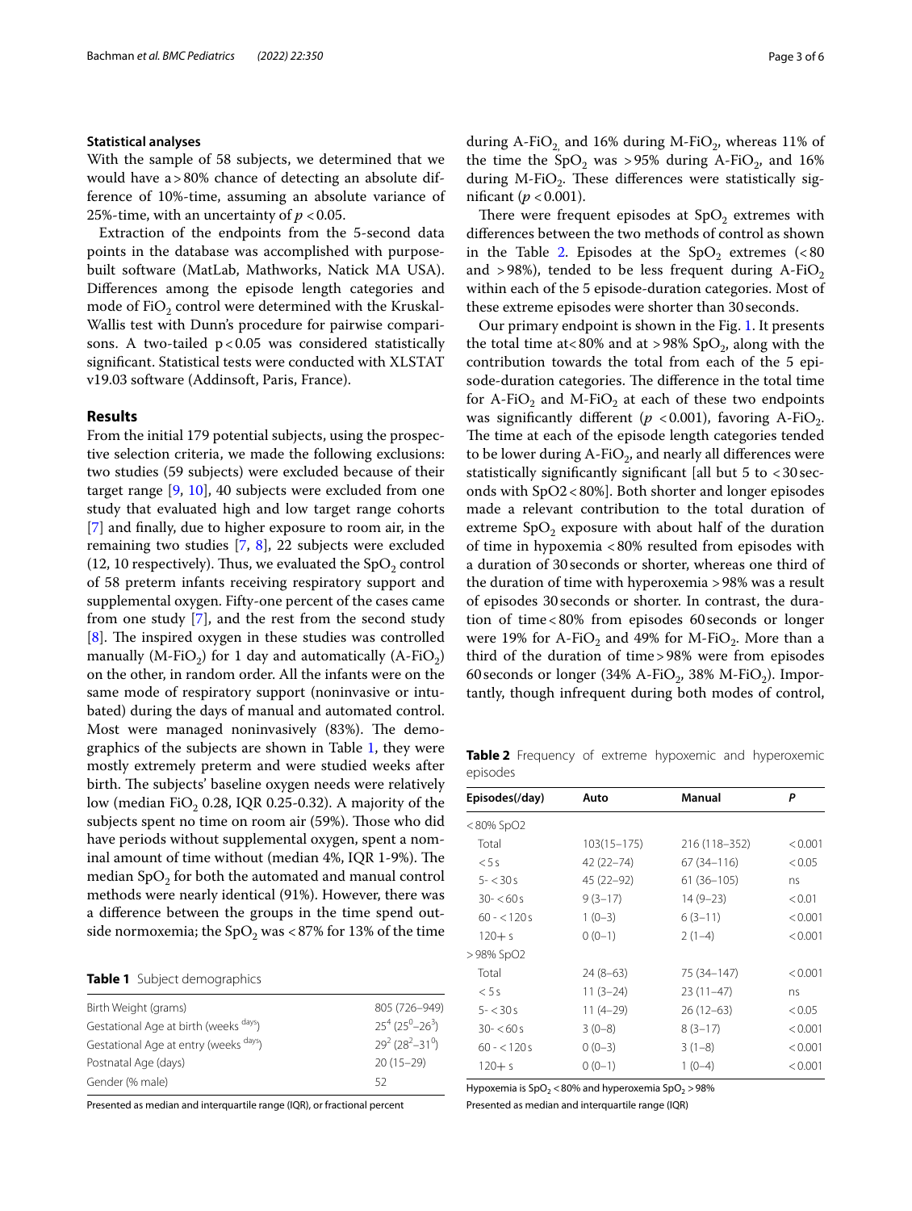### Statistical analyses

With the sample of 58 subjects, we determined that we would have a >80% chance of detecting an absolute difference of 10%-time, assuming an absolute variance of 25%-time, with an uncertainty of $p < 0.05$.

Extraction of the endpoints from the 5-second data points in the database was accomplished with purpose-built software (MatLab, Mathworks, Natick MA USA). Differences among the episode length categories and mode of $FiO_2$ control were determined with the Kruskal-Wallis test with Dunn's procedure for pairwise comparisons. A two-tailed $p < 0.05$ was considered statistically significant. Statistical tests were conducted with XLSTAT v19.03 software (Addinsoft, Paris, France).

## Results

From the initial 179 potential subjects, using the prospective selection criteria, we made the following exclusions: two studies (59 subjects) were excluded because of their target range [9, 10], 40 subjects were excluded from one study that evaluated high and low target range cohorts [7] and finally, due to higher exposure to room air, in the remaining two studies [7, 8], 22 subjects were excluded (12, 10 respectively). Thus, we evaluated the $SpO_2$ control of 58 preterm infants receiving respiratory support and supplemental oxygen. Fifty-one percent of the cases came from one study [7], and the rest from the second study [8]. The inspired oxygen in these studies was controlled manually (M-$FiO_2$) for 1 day and automatically (A-$FiO_2$) on the other, in random order. All the infants were on the same mode of respiratory support (noninvasive or intubated) during the days of manual and automated control. Most were managed noninvasively (83%). The demographics of the subjects are shown in Table 1, they were mostly extremely preterm and were studied weeks after birth. The subjects' baseline oxygen needs were relatively low (median $FiO_2$ 0.28, IQR 0.25-0.32). A majority of the subjects spent no time on room air (59%). Those who did have periods without supplemental oxygen, spent a nominal amount of time without (median 4%, IQR 1-9%). The median $SpO_2$ for both the automated and manual control methods were nearly identical (91%). However, there was a difference between the groups in the time spend outside normoxemia; the $SpO_2$ was <87% for 13% of the time during A-$FiO_2$ and 16% during M-$FiO_2$, whereas 11% of the time the $SpO_2$ was >95% during A-$FiO_2$, and 16% during M-$FiO_2$. These differences were statistically significant ($p < 0.001$).

**Table 1** Subject demographics

| | |
|---|---|
| Birth Weight (grams) | 805 (726–949) |
| Gestational Age at birth (weeks $^{days}$) | $25^4$ ($25^0$–$26^3$) |
| Gestational Age at entry (weeks $^{days}$) | $29^2$ ($28^2$–$31^0$) |
| Postnatal Age (days) | 20 (15–29) |
| Gender (% male) | 52 |

Presented as median and interquartile range (IQR), or fractional percent

There were frequent episodes at $SpO_2$ extremes with differences between the two methods of control as shown in the Table 2. Episodes at the $SpO_2$ extremes (<80 and >98%), tended to be less frequent during A-$FiO_2$ within each of the 5 episode-duration categories. Most of these extreme episodes were shorter than 30 seconds.

Our primary endpoint is shown in the Fig. 1. It presents the total time at< 80% and at >98% $SpO_2$, along with the contribution towards the total from each of the 5 episode-duration categories. The difference in the total time for A-$FiO_2$ and M-$FiO_2$ at each of these two endpoints was significantly different ($p < 0.001$), favoring A-$FiO_2$. The time at each of the episode length categories tended to be lower during A-$FiO_2$, and nearly all differences were statistically significantly significant [all but 5 to <30 seconds with SpO2<80%]. Both shorter and longer episodes made a relevant contribution to the total duration of extreme $SpO_2$ exposure with about half of the duration of time in hypoxemia <80% resulted from episodes with a duration of 30 seconds or shorter, whereas one third of the duration of time with hyperoxemia >98% was a result of episodes 30 seconds or shorter. In contrast, the duration of time<80% from episodes 60 seconds or longer were 19% for A-$FiO_2$ and 49% for M-$FiO_2$. More than a third of the duration of time>98% were from episodes 60 seconds or longer (34% A-$FiO_2$, 38% M-$FiO_2$). Importantly, though infrequent during both modes of control,

**Table 2** Frequency of extreme hypoxemic and hyperoxemic episodes

| Episodes(/day) | Auto | Manual | P |
|---|---|---|---|
| <80% SpO2 | | | |
| Total | 103(15–175) | 216 (118–352) | <0.001 |
| <5 s | 42 (22–74) | 67 (34–116) | <0.05 |
| 5- <30 s | 45 (22–92) | 61 (36–105) | ns |
| 30- <60 s | 9 (3–17) | 14 (9–23) | <0.01 |
| 60 - <120 s | 1 (0–3) | 6 (3–11) | <0.001 |
| 120+ s | 0 (0–1) | 2 (1–4) | <0.001 |
| >98% SpO2 | | | |
| Total | 24 (8–63) | 75 (34–147) | <0.001 |
| <5 s | 11 (3–24) | 23 (11–47) | ns |
| 5- <30 s | 11 (4–29) | 26 (12–63) | <0.05 |
| 30- <60 s | 3 (0–8) | 8 (3–17) | <0.001 |
| 60 - <120 s | 0 (0–3) | 3 (1–8) | <0.001 |
| 120+ s | 0 (0–1) | 1 (0–4) | <0.001 |

Hypoxemia is $SpO_2$ <80% and hyperoxemia $SpO_2$ >98%

Presented as median and interquartile range (IQR)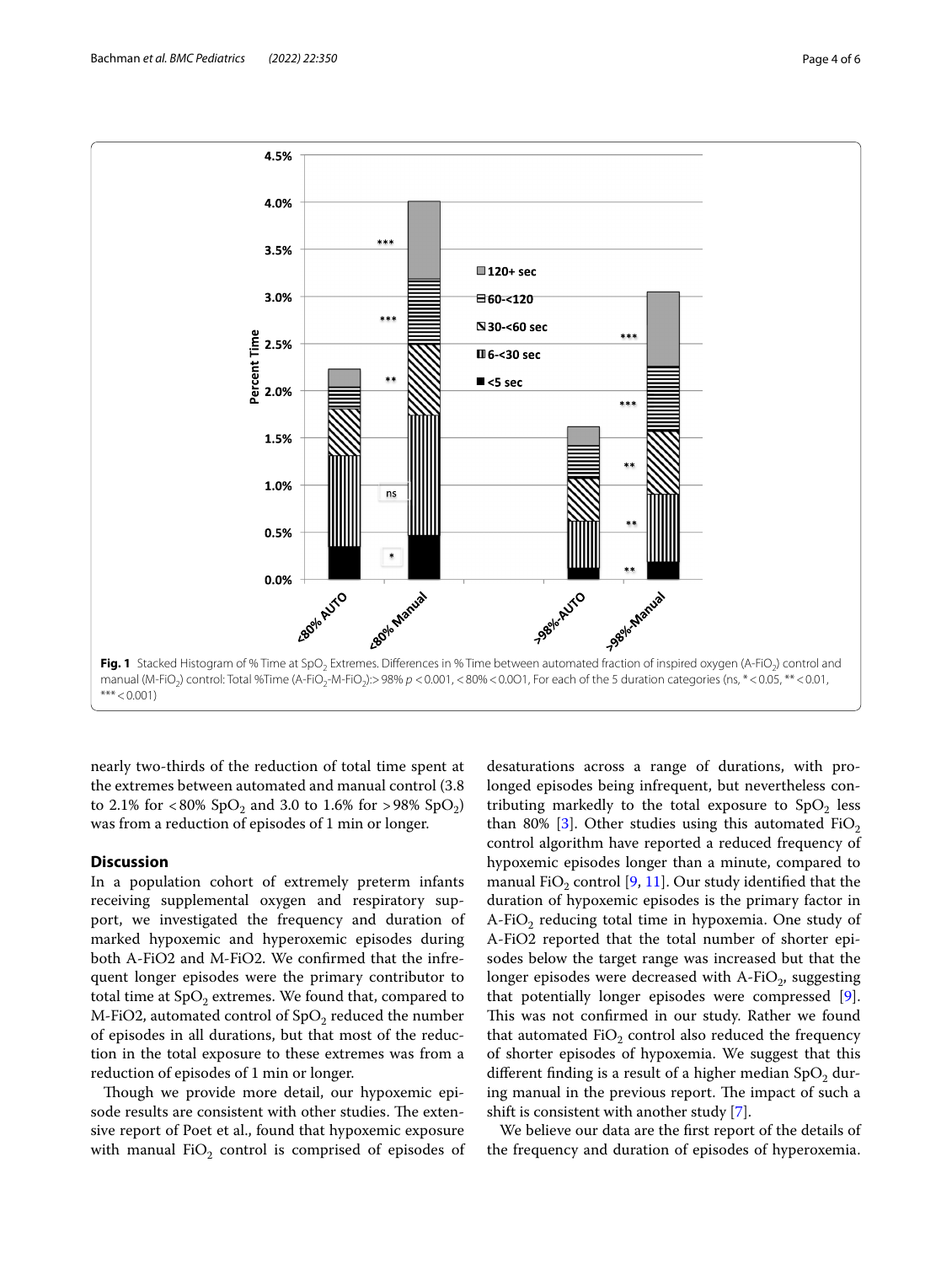**Fig. 1** Stacked Histogram of % Time at $SpO_2$ Extremes. Differences in % Time between automated fraction of inspired oxygen (A-$FiO_2$) control and manual (M-$FiO_2$) control: Total %Time (A-$FiO_2$-M-$FiO_2$):> 98% $p < 0.001$, < 80% < 0.0O1, For each of the 5 duration categories (ns, * < 0.05, ** < 0.01, *** < 0.001)

nearly two-thirds of the reduction of total time spent at the extremes between automated and manual control (3.8 to 2.1% for < 80% $SpO_2$ and 3.0 to 1.6% for > 98% $SpO_2$) was from a reduction of episodes of 1 min or longer.

## Discussion

In a population cohort of extremely preterm infants receiving supplemental oxygen and respiratory support, we investigated the frequency and duration of marked hypoxemic and hyperoxemic episodes during both A-FiO2 and M-FiO2. We confirmed that the infrequent longer episodes were the primary contributor to total time at $SpO_2$ extremes. We found that, compared to M-FiO2, automated control of $SpO_2$ reduced the number of episodes in all durations, but that most of the reduction in the total exposure to these extremes was from a reduction of episodes of 1 min or longer.

Though we provide more detail, our hypoxemic episode results are consistent with other studies. The extensive report of Poet et al., found that hypoxemic exposure with manual $FiO_2$ control is comprised of episodes of desaturations across a range of durations, with prolonged episodes being infrequent, but nevertheless contributing markedly to the total exposure to $SpO_2$ less than 80% [3]. Other studies using this automated $FiO_2$ control algorithm have reported a reduced frequency of hypoxemic episodes longer than a minute, compared to manual $FiO_2$ control [9, 11]. Our study identified that the duration of hypoxemic episodes is the primary factor in A-$FiO_2$ reducing total time in hypoxemia. One study of A-FiO2 reported that the total number of shorter episodes below the target range was increased but that the longer episodes were decreased with A-$FiO_2$, suggesting that potentially longer episodes were compressed [9]. This was not confirmed in our study. Rather we found that automated $FiO_2$ control also reduced the frequency of shorter episodes of hypoxemia. We suggest that this different finding is a result of a higher median $SpO_2$ during manual in the previous report. The impact of such a shift is consistent with another study [7].

We believe our data are the first report of the details of the frequency and duration of episodes of hyperoxemia.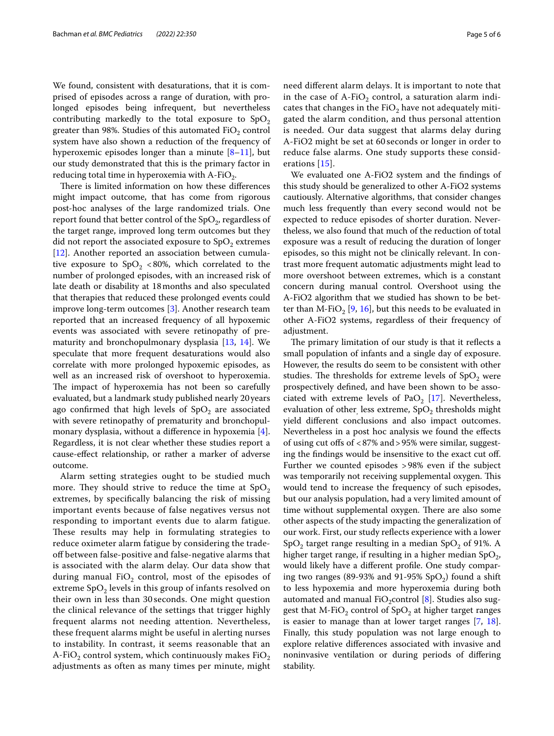We found, consistent with desaturations, that it is comprised of episodes across a range of duration, with prolonged episodes being infrequent, but nevertheless contributing markedly to the total exposure to $SpO_2$ greater than 98%. Studies of this automated $FiO_2$ control system have also shown a reduction of the frequency of hyperoxemic episodes longer than a minute [8–11], but our study demonstrated that this is the primary factor in reducing total time in hyperoxemia with A-$FiO_2$.

There is limited information on how these differences might impact outcome, that has come from rigorous post-hoc analyses of the large randomized trials. One report found that better control of the $SpO_2$, regardless of the target range, improved long term outcomes but they did not report the associated exposure to $SpO_2$ extremes [12]. Another reported an association between cumulative exposure to $SpO_2$ <80%, which correlated to the number of prolonged episodes, with an increased risk of late death or disability at 18 months and also speculated that therapies that reduced these prolonged events could improve long-term outcomes [3]. Another research team reported that an increased frequency of all hypoxemic events was associated with severe retinopathy of prematurity and bronchopulmonary dysplasia [13, 14]. We speculate that more frequent desaturations would also correlate with more prolonged hypoxemic episodes, as well as an increased risk of overshoot to hyperoxemia. The impact of hyperoxemia has not been so carefully evaluated, but a landmark study published nearly 20 years ago confirmed that high levels of $SpO_2$ are associated with severe retinopathy of prematurity and bronchopulmonary dysplasia, without a difference in hypoxemia [4]. Regardless, it is not clear whether these studies report a cause-effect relationship, or rather a marker of adverse outcome.

Alarm setting strategies ought to be studied much more. They should strive to reduce the time at $SpO_2$ extremes, by specifically balancing the risk of missing important events because of false negatives versus not responding to important events due to alarm fatigue. These results may help in formulating strategies to reduce oximeter alarm fatigue by considering the trade-off between false-positive and false-negative alarms that is associated with the alarm delay. Our data show that during manual $FiO_2$ control, most of the episodes of extreme $SpO_2$ levels in this group of infants resolved on their own in less than 30 seconds. One might question the clinical relevance of the settings that trigger highly frequent alarms not needing attention. Nevertheless, these frequent alarms might be useful in alerting nurses to instability. In contrast, it seems reasonable that an A-$FiO_2$ control system, which continuously makes $FiO_2$ adjustments as often as many times per minute, might need different alarm delays. It is important to note that in the case of A-$FiO_2$ control, a saturation alarm indicates that changes in the $FiO_2$ have not adequately mitigated the alarm condition, and thus personal attention is needed. Our data suggest that alarms delay during A-FiO2 might be set at 60 seconds or longer in order to reduce false alarms. One study supports these considerations [15].

We evaluated one A-FiO2 system and the findings of this study should be generalized to other A-FiO2 systems cautiously. Alternative algorithms, that consider changes much less frequently than every second would not be expected to reduce episodes of shorter duration. Nevertheless, we also found that much of the reduction of total exposure was a result of reducing the duration of longer episodes, so this might not be clinically relevant. In contrast more frequent automatic adjustments might lead to more overshoot between extremes, which is a constant concern during manual control. Overshoot using the A-FiO2 algorithm that we studied has shown to be better than M-$FiO_2$ [9, 16], but this needs to be evaluated in other A-FiO2 systems, regardless of their frequency of adjustment.

The primary limitation of our study is that it reflects a small population of infants and a single day of exposure. However, the results do seem to be consistent with other studies. The thresholds for extreme levels of $SpO_2$ were prospectively defined, and have been shown to be associated with extreme levels of $PaO_2$ [17]. Nevertheless, evaluation of other, less extreme, $SpO_2$ thresholds might yield different conclusions and also impact outcomes. Nevertheless in a post hoc analysis we found the effects of using cut offs of <87% and >95% were similar, suggesting the findings would be insensitive to the exact cut off. Further we counted episodes >98% even if the subject was temporarily not receiving supplemental oxygen. This would tend to increase the frequency of such episodes, but our analysis population, had a very limited amount of time without supplemental oxygen. There are also some other aspects of the study impacting the generalization of our work. First, our study reflects experience with a lower $SpO_2$ target range resulting in a median $SpO_2$ of 91%. A higher target range, if resulting in a higher median $SpO_2$, would likely have a different profile. One study comparing two ranges (89-93% and 91-95% $SpO_2$) found a shift to less hypoxemia and more hyperoxemia during both automated and manual $FiO_2$control [8]. Studies also suggest that M-$FiO_2$ control of $SpO_2$ at higher target ranges is easier to manage than at lower target ranges [7, 18]. Finally, this study population was not large enough to explore relative differences associated with invasive and noninvasive ventilation or during periods of differing stability.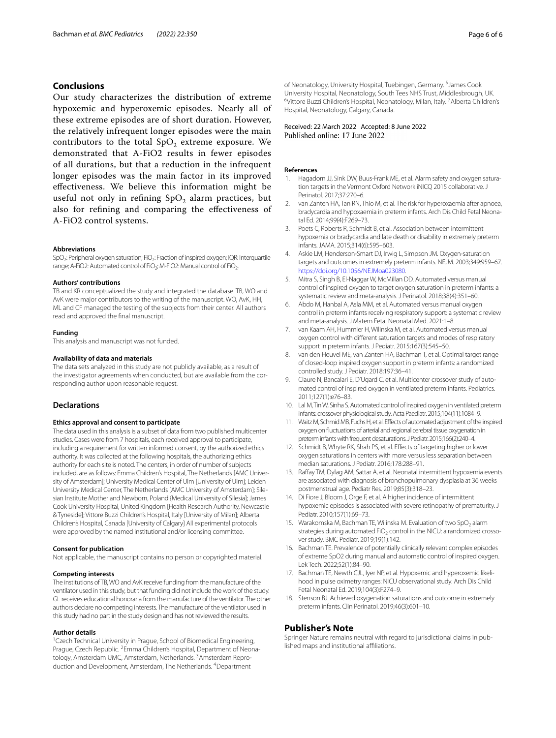## Conclusions

Our study characterizes the distribution of extreme hypoxemic and hyperoxemic episodes. Nearly all of these extreme episodes are of short duration. However, the relatively infrequent longer episodes were the main contributors to the total $SpO_2$ extreme exposure. We demonstrated that A-FiO2 results in fewer episodes of all durations, but that a reduction in the infrequent longer episodes was the main factor in its improved effectiveness. We believe this information might be useful not only in refining $SpO_2$ alarm practices, but also for refining and comparing the effectiveness of A-FiO2 control systems.

#### Abbreviations

$SpO_2$: Peripheral oxygen saturation; $FiO_2$: Fraction of inspired oxygen; IQR: Interquartile range; A-FiO2: Automated control of $FiO_2$; M-FiO2: Manual control of $FiO_2$.

#### Authors' contributions

TB and KR conceptualized the study and integrated the database. TB, WO and AvK were major contributors to the writing of the manuscript. WO, AvK, HH, ML and CF managed the testing of the subjects from their center. All authors read and approved the final manuscript.

#### Funding

This analysis and manuscript was not funded.

#### Availability of data and materials

The data sets analyzed in this study are not publicly available, as a result of the investigator agreements when conducted, but are available from the corresponding author upon reasonable request.

## Declarations

#### Ethics approval and consent to participate

The data used in this analysis is a subset of data from two published multicenter studies. Cases were from 7 hospitals, each received approval to participate, including a requirement for written informed consent, by the authorized ethics authority. It was collected at the following hospitals, the authorizing ethics authority for each site is noted. The centers, in order of number of subjects included, are as follows: Emma Children's Hospital, The Netherlands [AMC University of Amsterdam]; University Medical Center of Ulm [University of Ulm]; Leiden University Medical Center, The Netherlands [AMC University of Amsterdam]; Silesian Institute Mother and Newborn, Poland {Medical University of Silesia]; James Cook University Hospital, United Kingdom [Health Research Authority, Newcastle & Tyneside]; Vittore Buzzi Children's Hospital, Italy [University of Milan]; Alberta Children's Hospital, Canada [University of Calgary] All experimental protocols were approved by the named institutional and/or licensing committee.

#### Consent for publication

Not applicable, the manuscript contains no person or copyrighted material.

#### Competing interests

The institutions of TB, WO and AvK receive funding from the manufacture of the ventilator used in this study, but that funding did not include the work of the study. GL receives educational honoraria from the manufacture of the ventilator. The other authors declare no competing interests. The manufacture of the ventilator used in this study had no part in the study design and has not reviewed the results.

#### Author details

[1]Czech Technical University in Prague, School of Biomedical Engineering, Prague, Czech Republic. [2]Emma Children's Hospital, Department of Neonatology, Amsterdam UMC, Amsterdam, Netherlands. [3]Amsterdam Reproduction and Development, Amsterdam, The Netherlands. [4]Department of Neonatology, University Hospital, Tuebingen, Germany. [5]James Cook University Hospital, Neonatology, South Tees NHS Trust, Middlesbrough, UK. [6]Vittore Buzzi Children's Hospital, Neonatology, Milan, Italy. [7]Alberta Children's Hospital, Neonatology, Calgary, Canada.

Received: 22 March 2022 Accepted: 8 June 2022
Published online: 17 June 2022

#### References

1. Hagadorn JJ, Sink DW, Buus-Frank ME, et al. Alarm safety and oxygen saturation targets in the Vermont Oxford Network iNICQ 2015 collaborative. J Perinatol. 2017;37:270–6.
2. van Zanten HA, Tan RN, Thio M, et al. The risk for hyperoxaemia after apnoea, bradycardia and hypoxaemia in preterm infants. Arch Dis Child Fetal Neonatal Ed. 2014;99(4):F269–73.
3. Poets C, Roberts R, Schmidt B, et al. Association between intermittent hypoxemia or bradycardia and late death or disability in extremely preterm infants. JAMA. 2015;314(6):595–603.
4. Askie LM, Henderson-Smart DJ, Irwig L, Simpson JM. Oxygen-saturation targets and outcomes in extremely preterm infants. NEJM. 2003;349:959–67. https://doi.org/10.1056/NEJMoa023080.
5. Mitra S, Singh B, El-Naggar W, McMillan DD. Automated versus manual control of inspired oxygen to target oxygen saturation in preterm infants: a systematic review and meta-analysis. J Perinatol. 2018;38(4):351–60.
6. Abdo M, Hanbal A, Asla MM, et al. Automated versus manual oxygen control in preterm infants receiving respiratory support: a systematic review and meta-analysis. J Matern Fetal Neonatal Med. 2021:1–8.
7. van Kaam AH, Hummler H, Wilinska M, et al. Automated versus manual oxygen control with different saturation targets and modes of respiratory support in preterm infants. J Pediatr. 2015;167(3):545–50.
8. van den Heuvel ME, van Zanten HA, Bachman T, et al. Optimal target range of closed-loop inspired oxygen support in preterm infants: a randomized controlled study. J Pediatr. 2018;197:36–41.
9. Claure N, Bancalari E, D'Ugard C, et al. Multicenter crossover study of automated control of inspired oxygen in ventilated preterm infants. Pediatrics. 2011;127(1):e76–83.
10. Lal M, Tin W, Sinha S. Automated control of inspired oxygen in ventilated preterm infants: crossover physiological study. Acta Paediatr. 2015;104(11):1084–9.
11. Waitz M, Schmid MB, Fuchs H, et al. Effects of automated adjustment of the inspired oxygen on fluctuations of arterial and regional cerebral tissue oxygenation in preterm infants with frequent desaturations. J Pediatr. 2015;166(2):240–4.
12. Schmidt B, Whyte RK, Shah PS, et al. Effects of targeting higher or lower oxygen saturations in centers with more versus less separation between median saturations. J Pediatr. 2016;178:288–91.
13. Raffay TM, Dylag AM, Sattar A, et al. Neonatal intermittent hypoxemia events are associated with diagnosis of bronchopulmonary dysplasia at 36 weeks postmenstrual age. Pediatr Res. 2019;85(3):318–23.
14. Di Fiore J, Bloom J, Orge F, et al. A higher incidence of intermittent hypoxemic episodes is associated with severe retinopathy of prematurity. J Pediatr. 2010;157(1):69–73.
15. Warakomska M, Bachman TE, Wilinska M. Evaluation of two $SpO_2$ alarm strategies during automated $FiO_2$ control in the NICU: a randomized crossover study. BMC Pediatr. 2019;19(1):142.
16. Bachman TE. Prevalence of potentially clinically relevant complex episodes of extreme SpO2 during manual and automatic control of inspired oxygen. Lek Tech. 2022;52(1):84–90.
17. Bachman TE, Newth CJL, Iyer NP, et al. Hypoxemic and hyperoxemic likelihood in pulse oximetry ranges: NICU observational study. Arch Dis Child Fetal Neonatal Ed. 2019;104(3):F274–9.
18. Stenson BJ. Achieved oxygenation saturations and outcome in extremely preterm infants. Clin Perinatol. 2019;46(3):601–10.

## Publisher's Note

Springer Nature remains neutral with regard to jurisdictional claims in published maps and institutional affiliations.